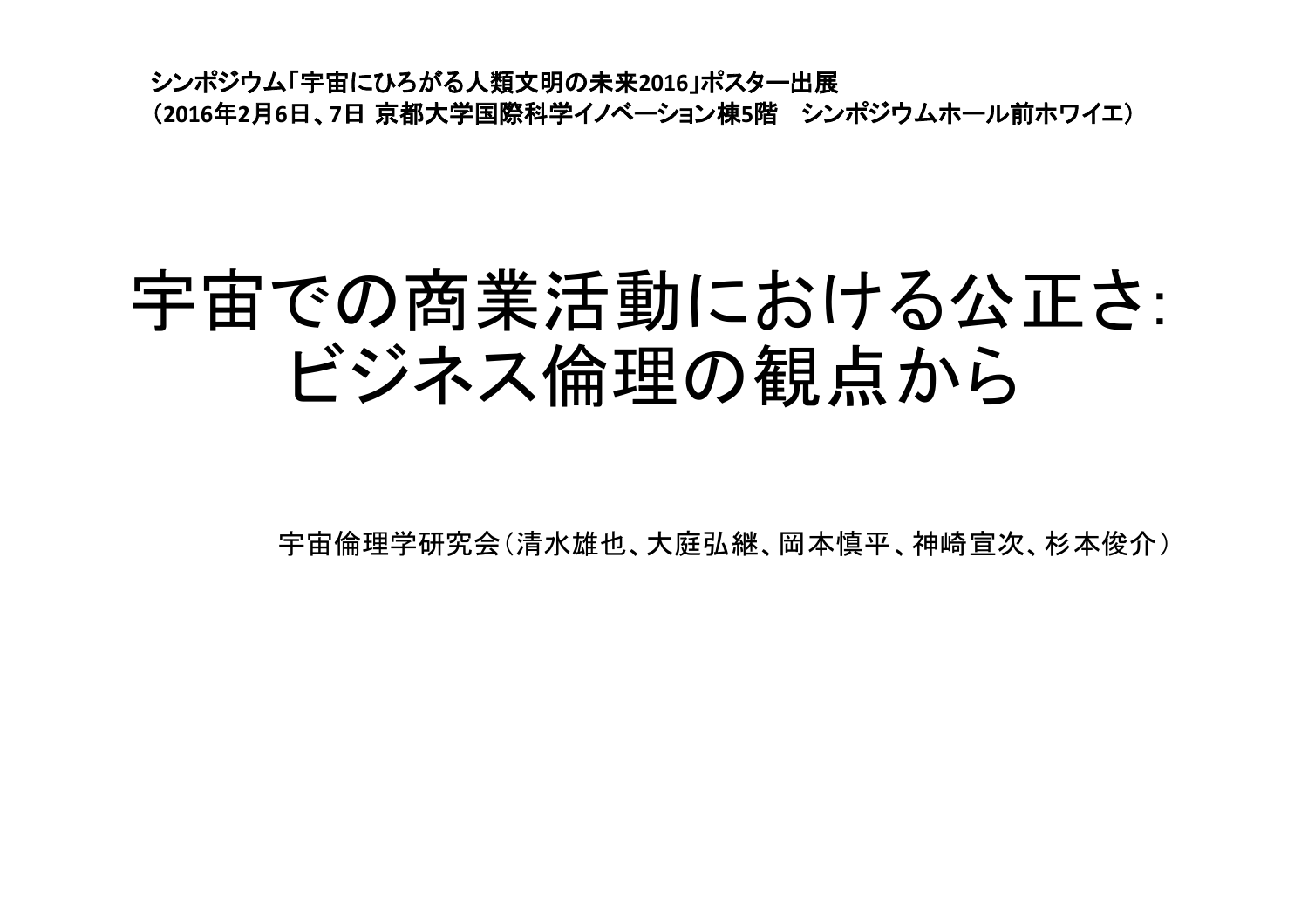シンポジウム「宇宙にひろがる人類文明の未来2016」ポスター出展
（2016年2月6日、7日 京都大学国際科学イノベーション棟5階　シンポジウムホール前ホワイエ）

# 宇宙での商業活動における公正さ: ビジネス倫理の観点から

宇宙倫理学研究会（清水雄也、大庭弘継、岡本慎平、神崎宣次、杉本俊介）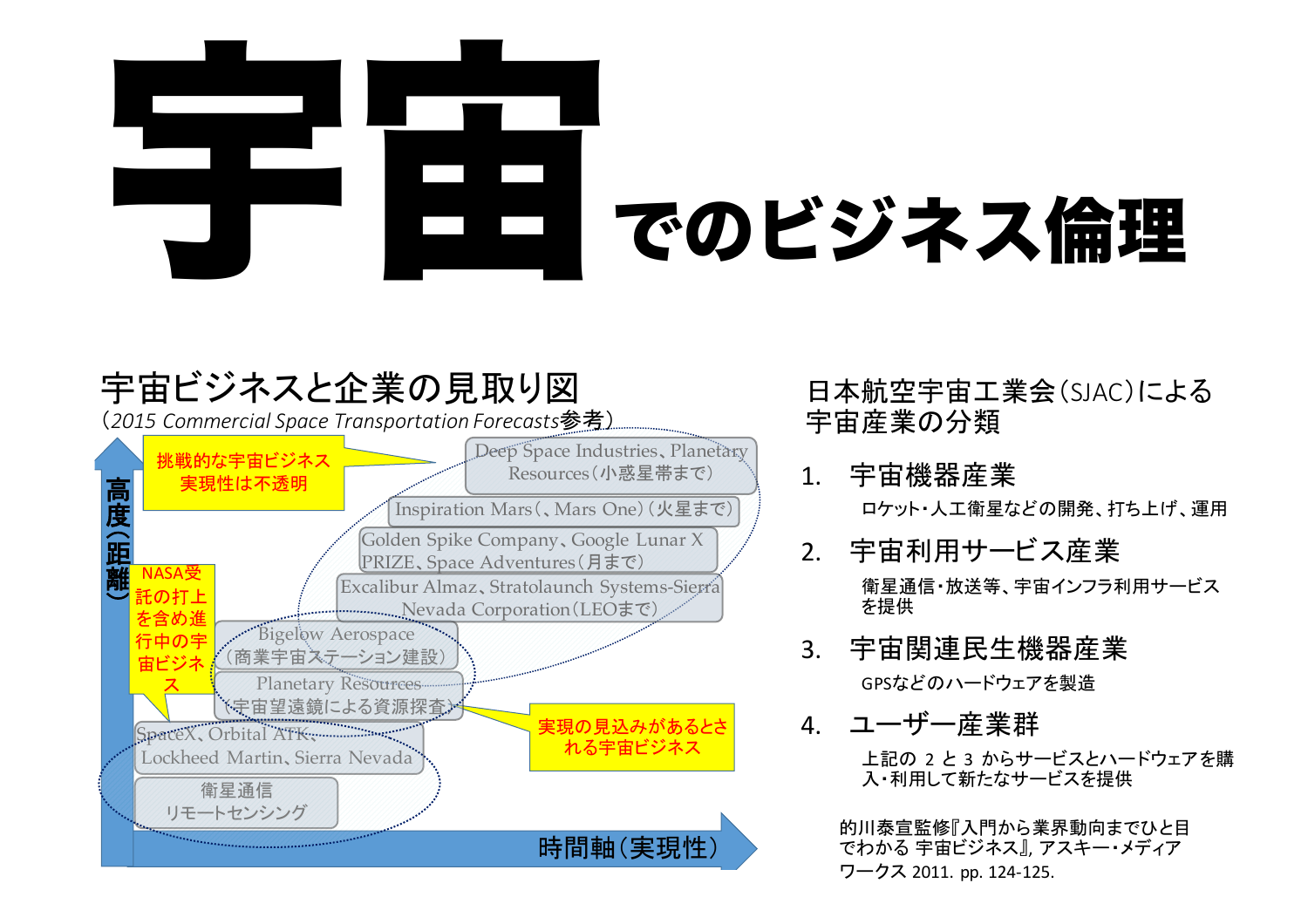# 宇宙でのビジネス倫理

## 宇宙ビジネスと企業の見取り図

（*2015 Commercial Space Transportation Forecasts*参考）

高度（距離）

- 挑戦的な宇宙ビジネス 実現性は不透明
- Deep Space Industries、Planetary Resources（小惑星帯まで）
- Inspiration Mars（、Mars One）（火星まで）
- Golden Spike Company、Google Lunar X PRIZE、Space Adventures（月まで）
- Excalibur Almaz、Stratolaunch Systems-Sierra Nevada Corporation（LEOまで）
- Bigelow Aerospace（商業宇宙ステーション建設）
- Planetary Resources（宇宙望遠鏡による資源探査）
- SpaceX、Orbital ATK、Lockheed Martin、Sierra Nevada
- 衛星通信 リモートセンシング
- NASA受託の打上を含め進行中の宇宙ビジネス
- 実現の見込みがあるとされる宇宙ビジネス

時間軸（実現性）

## 日本航空宇宙工業会（SJAC）による宇宙産業の分類

1. **宇宙機器産業**
   ロケット・人工衛星などの開発、打ち上げ、運用
2. **宇宙利用サービス産業**
   衛星通信・放送等、宇宙インフラ利用サービスを提供
3. **宇宙関連民生機器産業**
   GPSなどのハードウェアを製造
4. **ユーザー産業群**
   上記の 2 と 3 からサービスとハードウェアを購入・利用して新たなサービスを提供

的川泰宣監修『入門から業界動向までひと目でわかる 宇宙ビジネス』, アスキー・メディアワークス 2011. pp. 124-125.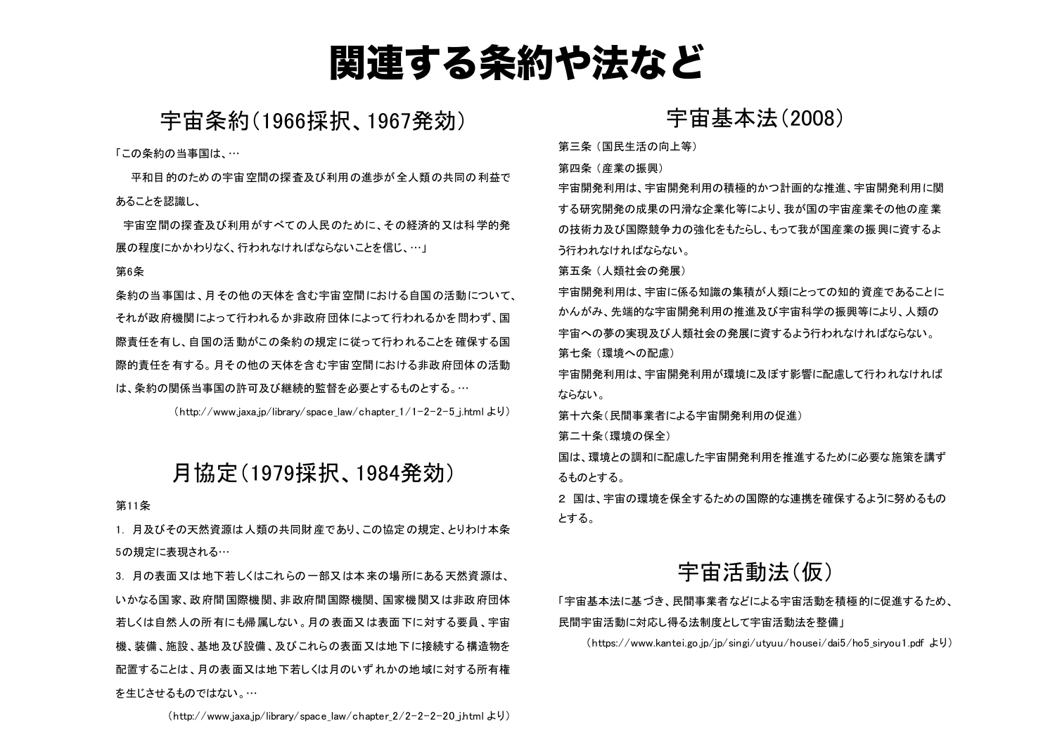# 関連する条約や法など

## 宇宙条約（1966採択、1967発効）

「この条約の当事国は、…

平和目的のための宇宙空間の探査及び利用の進歩が全人類の共同の利益であることを認識し、

宇宙空間の探査及び利用がすべての人民のために、その経済的又は科学的発展の程度にかかわりなく、行われなければならないことを信じ、…」

第6条

条約の当事国は、月その他の天体を含む宇宙空間における自国の活動について、それが政府機関によって行われるか非政府団体によって行われるかを問わず、国際責任を有し、自国の活動がこの条約の規定に従って行われることを確保する国際的責任を有する。月その他の天体を含む宇宙空間における非政府団体の活動は、条約の関係当事国の許可及び継続的監督を必要とするものとする。…

（http://www.jaxa.jp/library/space_law/chapter_1/1-2-2-5_j.html より）

## 月協定（1979採択、1984発効）

第11条

1. 月及びその天然資源は人類の共同財産であり、この協定の規定、とりわけ本条5の規定に表現される…

3. 月の表面又は地下若しくはこれらの一部又は本来の場所にある天然資源は、いかなる国家、政府間国際機関、非政府間国際機関、国家機関又は非政府団体若しくは自然人の所有にも帰属しない。月の表面又は表面下に対する要員、宇宙機、装備、施設、基地及び設備、及びこれらの表面又は地下に接続する構造物を配置することは、月の表面又は地下若しくは月のいずれかの地域に対する所有権を生じさせるものではない。…

（http://www.jaxa.jp/library/space_law/chapter_2/2-2-2-20_j.html より）

## 宇宙基本法（2008）

第三条（国民生活の向上等）

第四条（産業の振興）

宇宙開発利用は、宇宙開発利用の積極的かつ計画的な推進、宇宙開発利用に関する研究開発の成果の円滑な企業化等により、我が国の宇宙産業その他の産業の技術力及び国際競争力の強化をもたらし、もって我が国産業の振興に資するよう行われなければならない。

第五条（人類社会の発展）

宇宙開発利用は、宇宙に係る知識の集積が人類にとっての知的資産であることにかんがみ、先端的な宇宙開発利用の推進及び宇宙科学の振興等により、人類の宇宙への夢の実現及び人類社会の発展に資するよう行われなければならない。

第七条（環境への配慮）

宇宙開発利用は、宇宙開発利用が環境に及ぼす影響に配慮して行われなければならない。

第十六条（民間事業者による宇宙開発利用の促進）

第二十条（環境の保全）

国は、環境との調和に配慮した宇宙開発利用を推進するために必要な施策を講ずるものとする。

2 国は、宇宙の環境を保全するための国際的な連携を確保するように努めるものとする。

## 宇宙活動法（仮）

「宇宙基本法に基づき、民間事業者などによる宇宙活動を積極的に促進するため、民間宇宙活動に対応し得る法制度として宇宙活動法を整備」

（https://www.kantei.go.jp/jp/singi/utyuu/housei/dai5/ho5_siryou1.pdf より）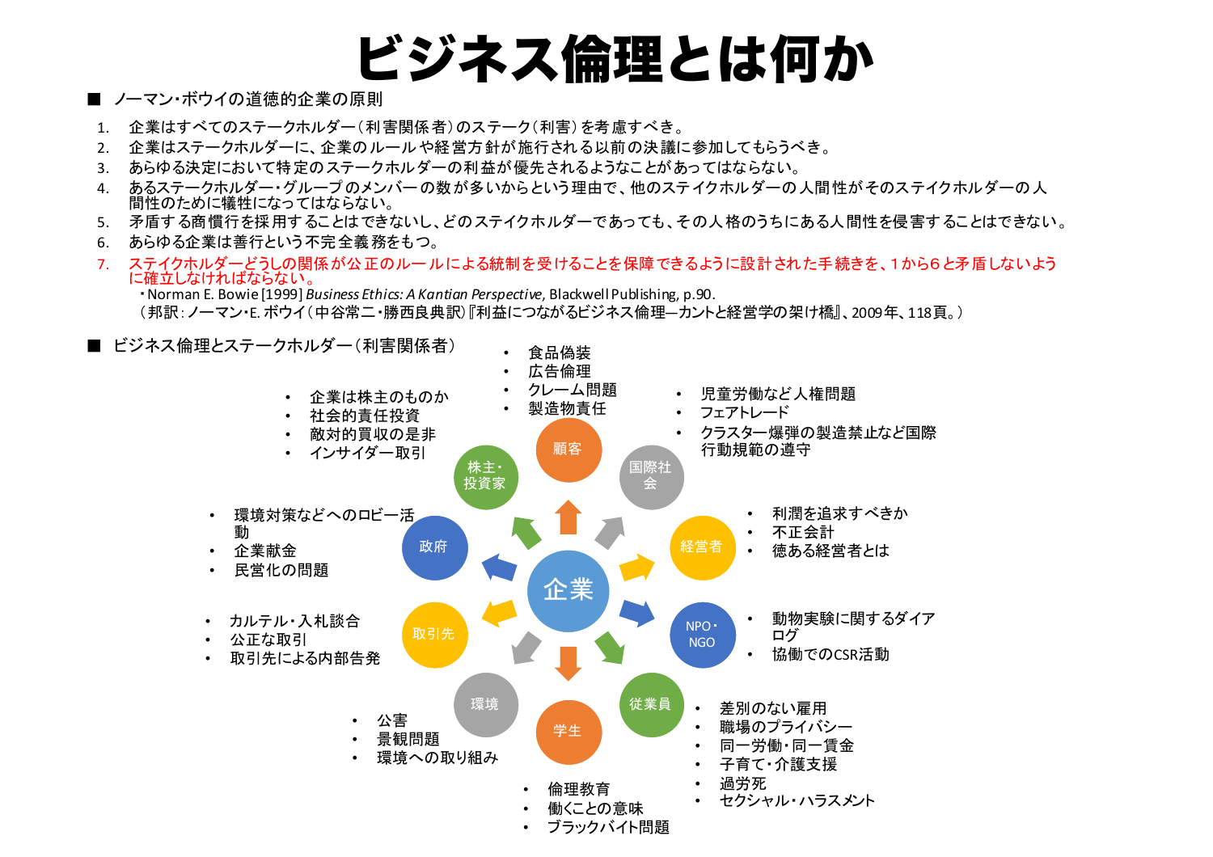# ビジネス倫理とは何か

## ■ ノーマン･ボウイの道徳的企業の原則

1. 企業はすべてのステークホルダー（利害関係者）のステーク（利害）を考慮すべき。
2. 企業はステークホルダーに、企業のルールや経営方針が施行される以前の決議に参加してもらうべき。
3. あらゆる決定において特定のステークホルダーの利益が優先されるようなことがあってはならない。
4. あるステークホルダー・グループのメンバーの数が多いからという理由で、他のステイクホルダーの人間性がそのステイクホルダーの人間性のために犠牲になってはならない。
5. 矛盾する商慣行を採用することはできないし、どのステイクホルダーであっても、その人格のうちにある人間性を侵害することはできない。
6. あらゆる企業は善行という不完全義務をもつ。
7. ステイクホルダーどうしの関係が公正のルールによる統制を受けることを保障できるように設計された手続きを、1から6と矛盾しないように確立しなければならない。

・Norman E. Bowie [1999] *Business Ethics: A Kantian Perspective*, Blackwell Publishing, p.90.
（邦訳：ノーマン･E. ボウイ（中谷常二･勝西良典訳）『利益につながるビジネス倫理―カントと経営学の架け橋』、2009年、118頁。）

## ■ ビジネス倫理とステークホルダー（利害関係者）

企業

- 顧客
  - 食品偽装
  - 広告倫理
  - クレーム問題
  - 製造物責任
- 国際社会
  - 児童労働など人権問題
  - フェアトレード
  - クラスター爆弾の製造禁止など国際行動規範の遵守
- 経営者
  - 利潤を追求すべきか
  - 不正会計
  - 徳ある経営者とは
- NPO・NGO
  - 動物実験に関するダイアログ
  - 協働でのCSR活動
- 従業員
  - 差別のない雇用
  - 職場のプライバシー
  - 同一労働・同一賃金
  - 子育て・介護支援
  - 過労死
  - セクシャル・ハラスメント
- 学生
  - 倫理教育
  - 働くことの意味
  - ブラックバイト問題
- 環境
  - 公害
  - 景観問題
  - 環境への取り組み
- 取引先
  - カルテル・入札談合
  - 公正な取引
  - 取引先による内部告発
- 政府
  - 環境対策などへのロビー活動
  - 企業献金
  - 民営化の問題
- 株主・投資家
  - 企業は株主のものか
  - 社会的責任投資
  - 敵対的買収の是非
  - インサイダー取引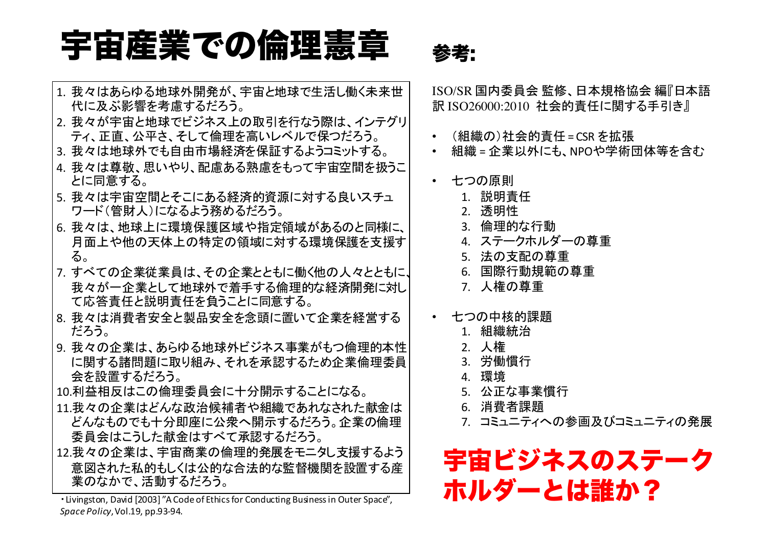# 宇宙産業での倫理憲章

1. 我々はあらゆる地球外開発が、宇宙と地球で生活し働く未来世代に及ぶ影響を考慮するだろう。
2. 我々が宇宙と地球でビジネス上の取引を行なう際は、インテグリティ、正直、公平さ、そして倫理を高いレベルで保つだろう。
3. 我々は地球外でも自由市場経済を保証するようコミットする。
4. 我々は尊敬、思いやり、配慮ある熟慮をもって宇宙空間を扱うことに同意する。
5. 我々は宇宙空間とそこにある経済的資源に対する良いスチュワード（管財人）になるよう務めるだろう。
6. 我々は、地球上に環境保護区域や指定領域があるのと同様に、月面上や他の天体上の特定の領域に対する環境保護を支援する。
7. すべての企業従業員は、その企業とともに働く他の人々とともに、我々が一企業として地球外で着手する倫理的な経済開発に対して応答責任と説明責任を負うことに同意する。
8. 我々は消費者安全と製品安全を念頭に置いて企業を経営するだろう。
9. 我々の企業は、あらゆる地球外ビジネス事業がもつ倫理的本性に関する諸問題に取り組み、それを承認するため企業倫理委員会を設置するだろう。
10. 利益相反はこの倫理委員会に十分開示することになる。
11. 我々の企業はどんな政治候補者や組織であれなされた献金はどんなものでも十分即座に公衆へ開示するだろう。企業の倫理委員会はこうした献金はすべて承認するだろう。
12. 我々の企業は、宇宙商業の倫理的発展をモニタし支援するよう意図された私的もしくは公的な合法的な監督機関を設置する産業のなかで、活動するだろう。

・Livingston, David [2003] "A Code of Ethics for Conducting Business in Outer Space", *Space Policy*, Vol.19, pp.93-94.

## 参考:

ISO/SR 国内委員会 監修、日本規格協会 編『日本語訳 ISO26000:2010 社会的責任に関する手引き』

- （組織の）社会的責任 = CSR を拡張
- 組織 = 企業以外にも、NPOや学術団体等を含む
- 七つの原則
  1. 説明責任
  2. 透明性
  3. 倫理的な行動
  4. ステークホルダーの尊重
  5. 法の支配の尊重
  6. 国際行動規範の尊重
  7. 人権の尊重
- 七つの中核的課題
  1. 組織統治
  2. 人権
  3. 労働慣行
  4. 環境
  5. 公正な事業慣行
  6. 消費者課題
  7. コミュニティへの参画及びコミュニティの発展

**宇宙ビジネスのステークホルダーとは誰か？**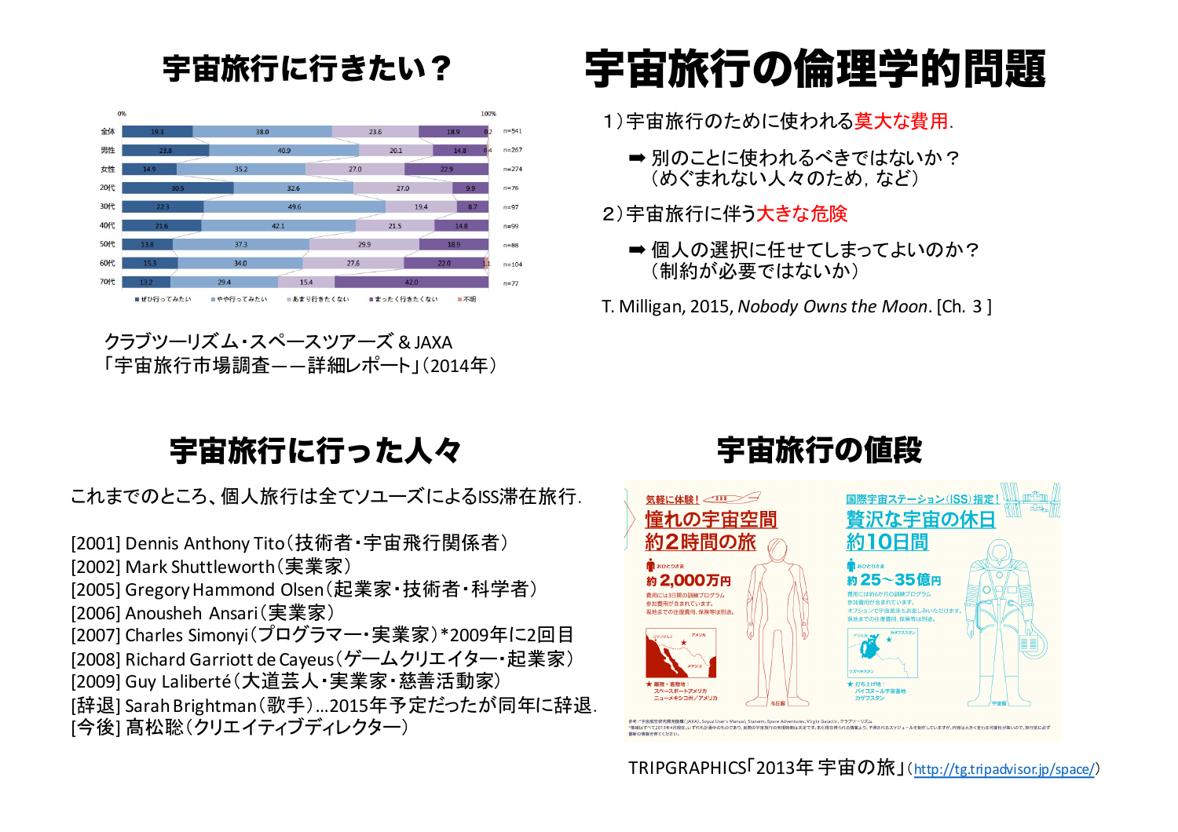## 宇宙旅行に行きたい？

| | ぜひ行ってみたい | やや行ってみたい | あまり行きたくない | まったく行きたくない | 不明 | n |
|---|---|---|---|---|---|---|
| 全体 | 19.3 | 38.0 | 23.6 | 18.9 | 0.2 | n=541 |
| 男性 | 23.8 | 40.9 | 20.1 | 14.8 | 0.4 | n=267 |
| 女性 | 14.9 | 35.2 | 27.0 | 22.9 | | n=274 |
| 20代 | 30.5 | 32.6 | 27.0 | 9.9 | | n=76 |
| 30代 | 22.3 | 49.6 | 19.4 | 8.7 | | n=97 |
| 40代 | 21.6 | 42.1 | 21.5 | 14.8 | | n=99 |
| 50代 | 13.8 | 37.3 | 29.9 | 18.9 | | n=88 |
| 60代 | 15.3 | 34.0 | 27.6 | 22.0 | 1.1 | n=104 |
| 70代 | 13.2 | 29.4 | 15.4 | 42.0 | | n=77 |

クラブツーリズム・スペースツアーズ & JAXA
「宇宙旅行市場調査――詳細レポート」(2014年)

# 宇宙旅行の倫理学的問題

1）宇宙旅行のために使われる莫大な費用.

➡ 別のことに使われるべきではないか？
（めぐまれない人々のため，など）

2）宇宙旅行に伴う大きな危険

➡ 個人の選択に任せてしまってよいのか？
（制約が必要ではないか）

T. Milligan, 2015, *Nobody Owns the Moon*. [Ch. 3 ]

## 宇宙旅行に行った人々

これまでのところ、個人旅行は全てソユーズによるISS滞在旅行.

[2001] Dennis Anthony Tito（技術者・宇宙飛行関係者）
[2002] Mark Shuttleworth（実業家）
[2005] Gregory Hammond Olsen（起業家・技術者・科学者）
[2006] Anousheh Ansari（実業家）
[2007] Charles Simonyi（プログラマー・実業家）*2009年に2回目
[2008] Richard Garriott de Cayeus（ゲームクリエイター・起業家）
[2009] Guy Laliberté（大道芸人・実業家・慈善活動家）
[辞退] Sarah Brightman（歌手）…2015年予定だったが同年に辞退.
[今後] 髙松聡（クリエイティブディレクター）

## 宇宙旅行の値段

気軽に体験！
憧れの宇宙空間
約2時間の旅
おひとりさま
約 2,000万円

国際宇宙ステーション(ISS)指定！
贅沢な宇宙の休日
約10日間
おひとりさま
約 25～35億円

TRIPGRAPHICS「2013年 宇宙の旅」(http://tg.tripadvisor.jp/space/)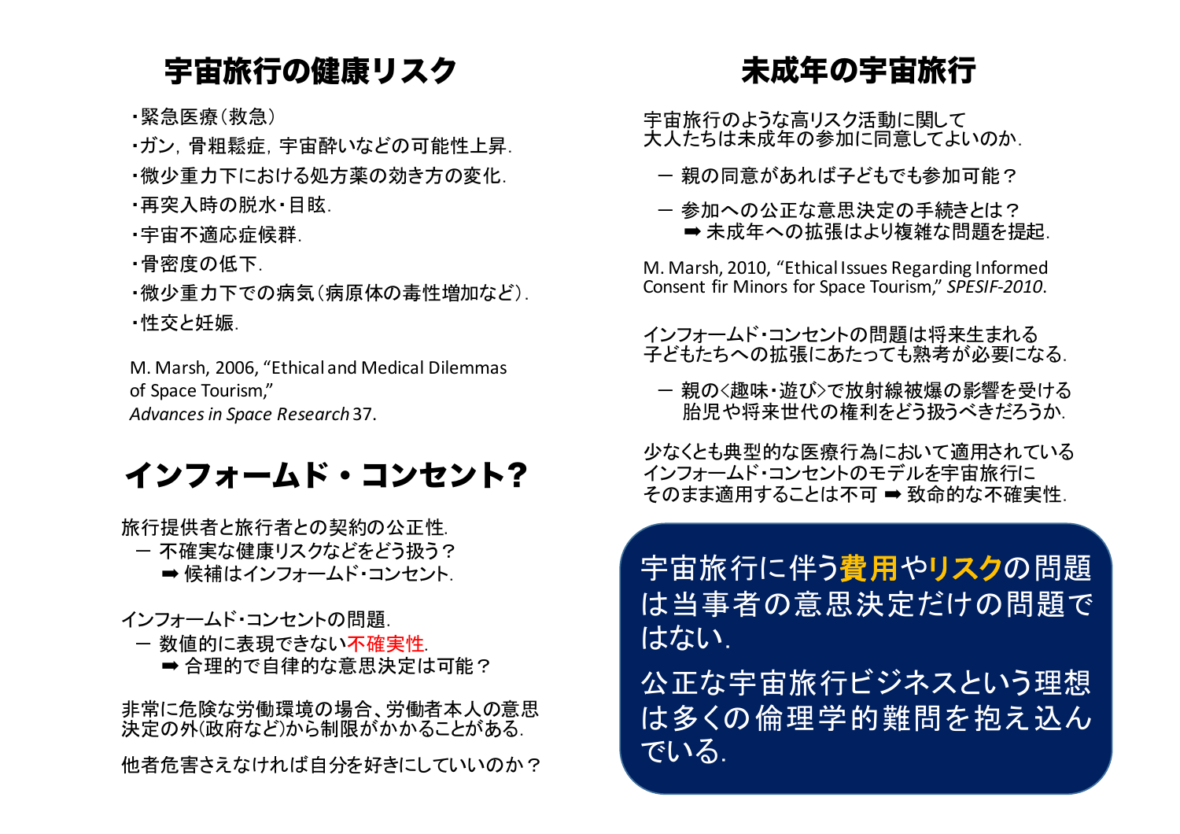## 宇宙旅行の健康リスク

- ・緊急医療（救急）
- ・ガン，骨粗鬆症，宇宙酔いなどの可能性上昇.
- ・微少重力下における処方薬の効き方の変化.
- ・再突入時の脱水・目眩.
- ・宇宙不適応症候群.
- ・骨密度の低下.
- ・微少重力下での病気（病原体の毒性増加など）.
- ・性交と妊娠.

M. Marsh, 2006, “Ethical and Medical Dilemmas of Space Tourism,” *Advances in Space Research* 37.

## インフォームド・コンセント?

旅行提供者と旅行者との契約の公正性.
 － 不確実な健康リスクなどをどう扱う？
  ➡ 候補はインフォームド・コンセント.

インフォームド・コンセントの問題.
 － 数値的に表現できない不確実性.
  ➡ 合理的で自律的な意思決定は可能？

非常に危険な労働環境の場合、労働者本人の意思決定の外(政府など)から制限がかかることがある.

他者危害さえなければ自分を好きにしていいのか？

## 未成年の宇宙旅行

宇宙旅行のような高リスク活動に関して大人たちは未成年の参加に同意してよいのか.

 － 親の同意があれば子どもでも参加可能？

 － 参加への公正な意思決定の手続きとは？
  ➡ 未成年への拡張はより複雑な問題を提起.

M. Marsh, 2010, “Ethical Issues Regarding Informed Consent fir Minors for Space Tourism,” *SPESIF-2010*.

インフォームド・コンセントの問題は将来生まれる子どもたちへの拡張にあたっても熟考が必要になる.

 － 親の〈趣味・遊び〉で放射線被爆の影響を受ける胎児や将来世代の権利をどう扱うべきだろうか.

少なくとも典型的な医療行為において適用されているインフォームド・コンセントのモデルを宇宙旅行にそのまま適用することは不可 ➡ 致命的な不確実性.

宇宙旅行に伴う**費用**や**リスク**の問題は当事者の意思決定だけの問題ではない.

公正な宇宙旅行ビジネスという理想は多くの倫理学的難問を抱え込んでいる.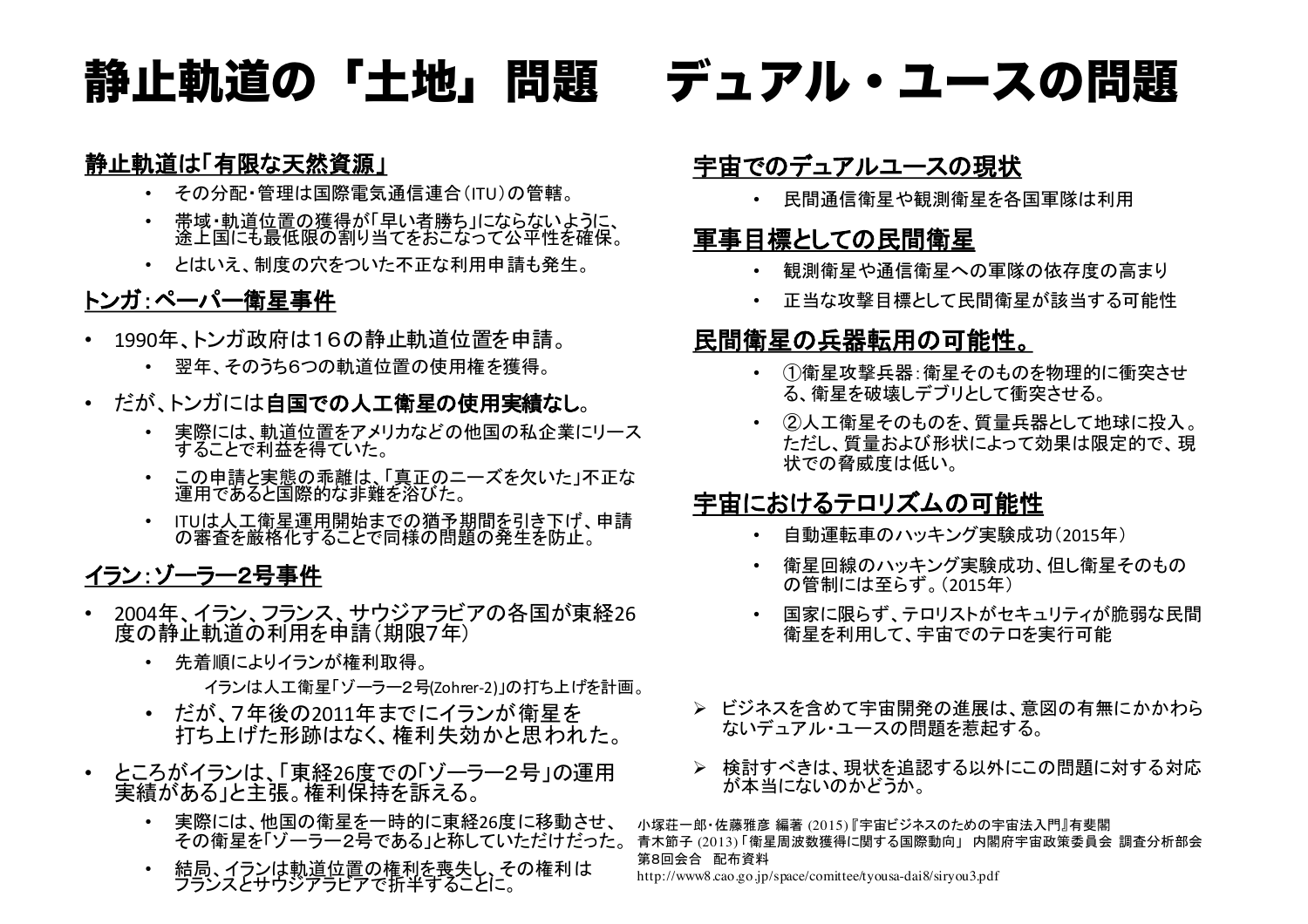# 静止軌道の「土地」問題　デュアル・ユースの問題

## 静止軌道は「有限な天然資源」

- その分配・管理は国際電気通信連合（ITU）の管轄。
- 帯域・軌道位置の獲得が「早い者勝ち」にならないように、途上国にも最低限の割り当てをおこなって公平性を確保。
- とはいえ、制度の穴をついた不正な利用申請も発生。

## トンガ：ペーパー衛星事件

- 1990年、トンガ政府は16の静止軌道位置を申請。
  - 翌年、そのうち6つの軌道位置の使用権を獲得。
- だが、トンガには**自国での人工衛星の使用実績なし**。
  - 実際には、軌道位置をアメリカなどの他国の私企業にリースすることで利益を得ていた。
  - この申請と実態の乖離は、「真正のニーズを欠いた」不正な運用であると国際的な非難を浴びた。
  - ITUは人工衛星運用開始までの猶予期間を引き下げ、申請の審査を厳格化することで同様の問題の発生を防止。

## イラン：ゾーラー2号事件

- 2004年、イラン、フランス、サウジアラビアの各国が東経26度の静止軌道の利用を申請（期限7年）
  - 先着順によりイランが権利取得。
    - イランは人工衛星「ゾーラー２号(Zohrer-2)」の打ち上げを計画。
  - だが、7年後の2011年までにイランが衛星を打ち上げた形跡はなく、権利失効かと思われた。
- ところがイランは、「東経26度での「ゾーラー2号」の運用実績がある」と主張。権利保持を訴える。
  - 実際には、他国の衛星を一時的に東経26度に移動させ、その衛星を「ゾーラー２号である」と称していただけだった。
  - 結局、イランは軌道位置の権利を喪失し、その権利はフランスとサウジアラビアで折半することに。

## 宇宙でのデュアルユースの現状

- 民間通信衛星や観測衛星を各国軍隊は利用

## 軍事目標としての民間衛星

- 観測衛星や通信衛星への軍隊の依存度の高まり
- 正当な攻撃目標として民間衛星が該当する可能性

## 民間衛星の兵器転用の可能性。

- ①衛星攻撃兵器：衛星そのものを物理的に衝突させる、衛星を破壊しデブリとして衝突させる。
- ②人工衛星そのものを、質量兵器として地球に投入。ただし、質量および形状によって効果は限定的で、現状での脅威度は低い。

## 宇宙におけるテロリズムの可能性

- 自動運転車のハッキング実験成功（2015年）
- 衛星回線のハッキング実験成功、但し衛星そのものの管制には至らず。（2015年）
- 国家に限らず、テロリストがセキュリティが脆弱な民間衛星を利用して、宇宙でのテロを実行可能

➢ ビジネスを含めて宇宙開発の進展は、意図の有無にかかわらないデュアル・ユースの問題を惹起する。

➢ 検討すべきは、現状を追認する以外にこの問題に対する対応が本当にないのかどうか。

小塚荘一郎・佐藤雅彦 編著 (2015)『宇宙ビジネスのための宇宙法入門』有斐閣
青木節子 (2013)「衛星周波数獲得に関する国際動向」 内閣府宇宙政策委員会 調査分析部会 第8回会合　配布資料
http://www8.cao.go.jp/space/comittee/tyousa-dai8/siryou3.pdf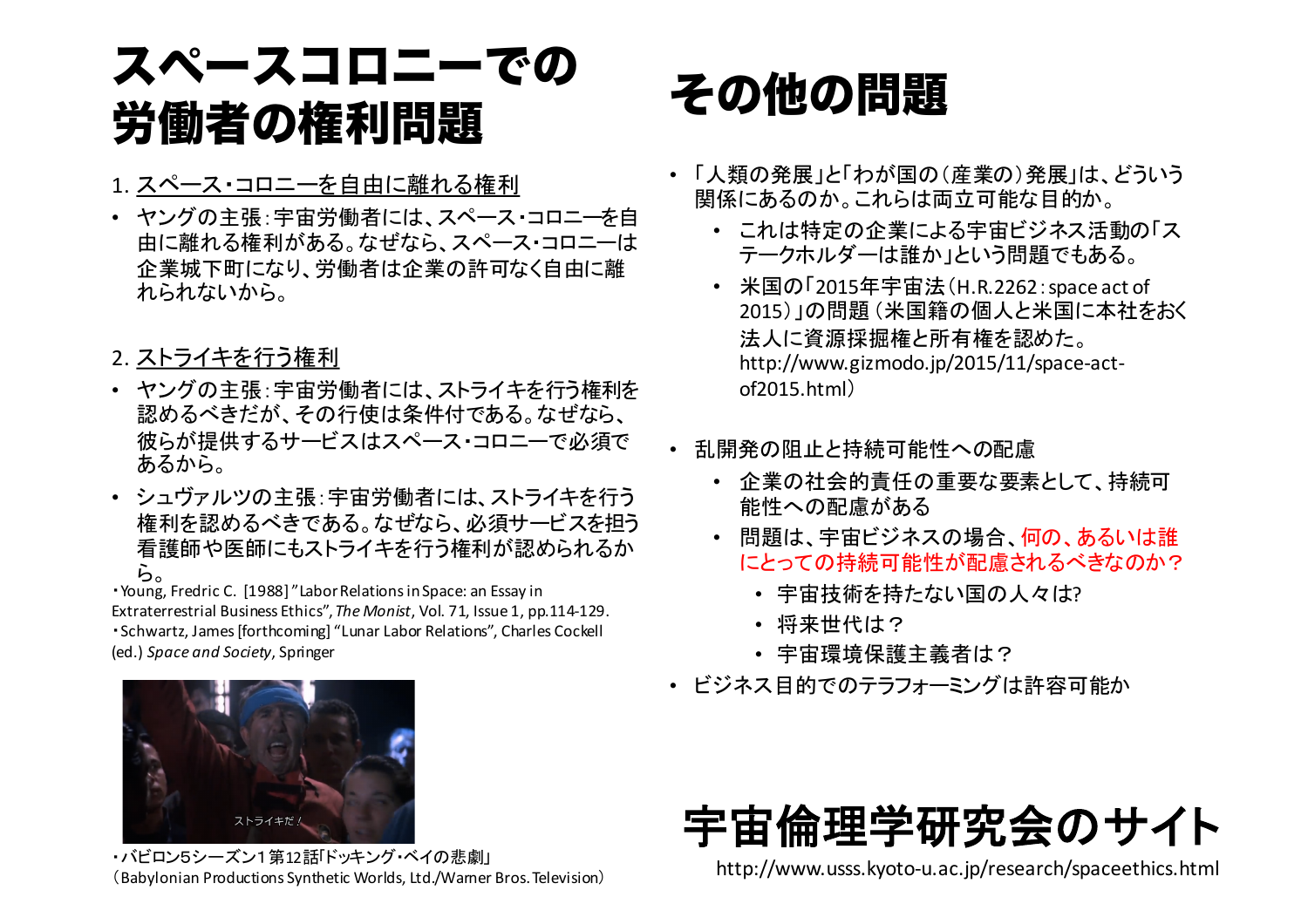# スペースコロニーでの労働者の権利問題

1. スペース・コロニーを自由に離れる権利

- ヤングの主張：宇宙労働者には、スペース・コロニーを自由に離れる権利がある。なぜなら、スペース・コロニーは企業城下町になり、労働者は企業の許可なく自由に離れられないから。

2. ストライキを行う権利

- ヤングの主張：宇宙労働者には、ストライキを行う権利を認めるべきだが、その行使は条件付である。なぜなら、彼らが提供するサービスはスペース・コロニーで必須であるから。
- シュヴァルツの主張：宇宙労働者には、ストライキを行う権利を認めるべきである。なぜなら、必須サービスを担う看護師や医師にもストライキを行う権利が認められるから。

・Young, Fredric C. [1988] "Labor Relations in Space: an Essay in Extraterrestrial Business Ethics", *The Monist*, Vol. 71, Issue 1, pp.114-129.
・Schwartz, James [forthcoming] "Lunar Labor Relations", Charles Cockell (ed.) *Space and Society*, Springer

・バビロン5シーズン1第12話「ドッキング・ベイの悲劇」
（Babylonian Productions Synthetic Worlds, Ltd./Warner Bros. Television）

# その他の問題

- 「人類の発展」と「わが国の（産業の）発展」は、どういう関係にあるのか。これらは両立可能な目的か。
  - これは特定の企業による宇宙ビジネス活動の「ステークホルダーは誰か」という問題でもある。
  - 米国の「2015年宇宙法（H.R.2262：space act of 2015）」の問題（米国籍の個人と米国に本社をおく法人に資源採掘権と所有権を認めた。http://www.gizmodo.jp/2015/11/space-act-of2015.html）
- 乱開発の阻止と持続可能性への配慮
  - 企業の社会的責任の重要な要素として、持続可能性への配慮がある
  - 問題は、宇宙ビジネスの場合、何の、あるいは誰にとっての持続可能性が配慮されるべきなのか？
    - 宇宙技術を持たない国の人々は?
    - 将来世代は？
    - 宇宙環境保護主義者は？
- ビジネス目的でのテラフォーミングは許容可能か

# 宇宙倫理学研究会のサイト

http://www.usss.kyoto-u.ac.jp/research/spaceethics.html